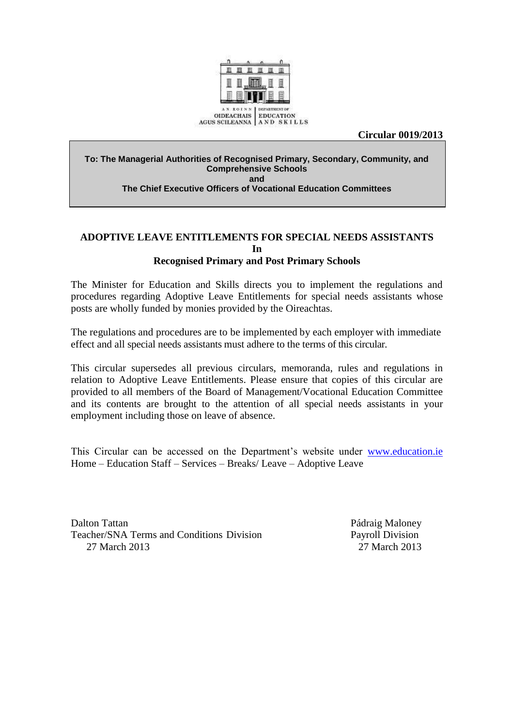AN ROINN OIDEACHAIS AGUS SCILEANNA | DEPARTMENT OF EDUCATION AND SKILLS

**Circular 0019/2013**

**To: The Managerial Authorities of Recognised Primary, Secondary, Community, and Comprehensive Schools**
**and**
**The Chief Executive Officers of Vocational Education Committees**

# ADOPTIVE LEAVE ENTITLEMENTS FOR SPECIAL NEEDS ASSISTANTS In Recognised Primary and Post Primary Schools

The Minister for Education and Skills directs you to implement the regulations and procedures regarding Adoptive Leave Entitlements for special needs assistants whose posts are wholly funded by monies provided by the Oireachtas.

The regulations and procedures are to be implemented by each employer with immediate effect and all special needs assistants must adhere to the terms of this circular.

This circular supersedes all previous circulars, memoranda, rules and regulations in relation to Adoptive Leave Entitlements. Please ensure that copies of this circular are provided to all members of the Board of Management/Vocational Education Committee and its contents are brought to the attention of all special needs assistants in your employment including those on leave of absence.

This Circular can be accessed on the Department's website under www.education.ie Home – Education Staff – Services – Breaks/ Leave – Adoptive Leave

Dalton Tattan
Teacher/SNA Terms and Conditions Division
27 March 2013

Pádraig Maloney
Payroll Division
27 March 2013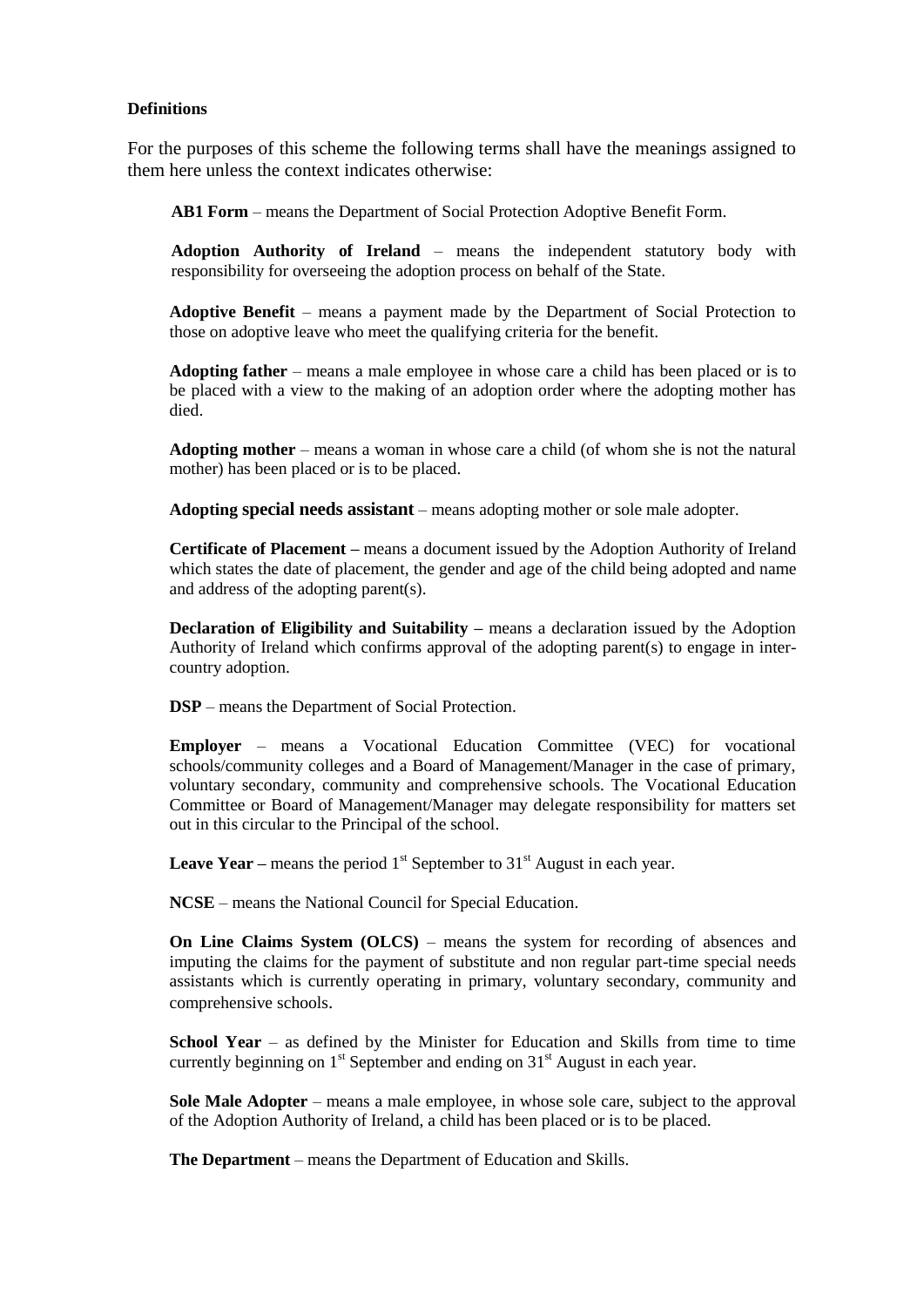**Definitions**

For the purposes of this scheme the following terms shall have the meanings assigned to them here unless the context indicates otherwise:

**AB1 Form** – means the Department of Social Protection Adoptive Benefit Form.

**Adoption Authority of Ireland** – means the independent statutory body with responsibility for overseeing the adoption process on behalf of the State.

**Adoptive Benefit** – means a payment made by the Department of Social Protection to those on adoptive leave who meet the qualifying criteria for the benefit.

**Adopting father** – means a male employee in whose care a child has been placed or is to be placed with a view to the making of an adoption order where the adopting mother has died.

**Adopting mother** – means a woman in whose care a child (of whom she is not the natural mother) has been placed or is to be placed.

**Adopting special needs assistant** – means adopting mother or sole male adopter.

**Certificate of Placement –** means a document issued by the Adoption Authority of Ireland which states the date of placement, the gender and age of the child being adopted and name and address of the adopting parent(s).

**Declaration of Eligibility and Suitability –** means a declaration issued by the Adoption Authority of Ireland which confirms approval of the adopting parent(s) to engage in inter-country adoption.

**DSP** – means the Department of Social Protection.

**Employer** – means a Vocational Education Committee (VEC) for vocational schools/community colleges and a Board of Management/Manager in the case of primary, voluntary secondary, community and comprehensive schools. The Vocational Education Committee or Board of Management/Manager may delegate responsibility for matters set out in this circular to the Principal of the school.

**Leave Year –** means the period 1st September to 31st August in each year.

**NCSE** – means the National Council for Special Education.

**On Line Claims System (OLCS)** – means the system for recording of absences and imputing the claims for the payment of substitute and non regular part-time special needs assistants which is currently operating in primary, voluntary secondary, community and comprehensive schools.

**School Year** – as defined by the Minister for Education and Skills from time to time currently beginning on 1st September and ending on 31st August in each year.

**Sole Male Adopter** – means a male employee, in whose sole care, subject to the approval of the Adoption Authority of Ireland, a child has been placed or is to be placed.

**The Department** – means the Department of Education and Skills.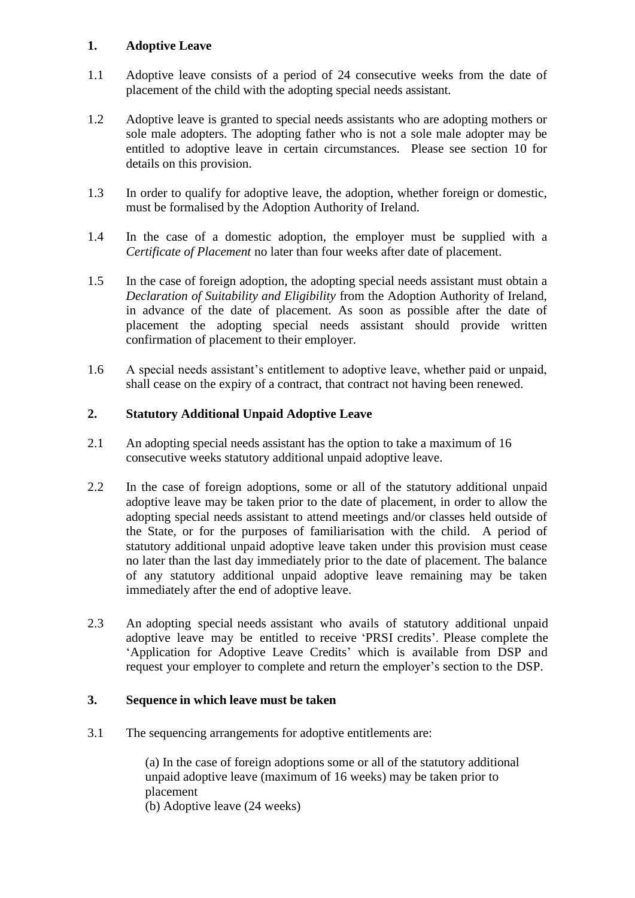## 1. Adoptive Leave

1.1 Adoptive leave consists of a period of 24 consecutive weeks from the date of placement of the child with the adopting special needs assistant.

1.2 Adoptive leave is granted to special needs assistants who are adopting mothers or sole male adopters. The adopting father who is not a sole male adopter may be entitled to adoptive leave in certain circumstances. Please see section 10 for details on this provision.

1.3 In order to qualify for adoptive leave, the adoption, whether foreign or domestic, must be formalised by the Adoption Authority of Ireland.

1.4 In the case of a domestic adoption, the employer must be supplied with a *Certificate of Placement* no later than four weeks after date of placement.

1.5 In the case of foreign adoption, the adopting special needs assistant must obtain a *Declaration of Suitability and Eligibility* from the Adoption Authority of Ireland, in advance of the date of placement. As soon as possible after the date of placement the adopting special needs assistant should provide written confirmation of placement to their employer.

1.6 A special needs assistant's entitlement to adoptive leave, whether paid or unpaid, shall cease on the expiry of a contract, that contract not having been renewed.

## 2. Statutory Additional Unpaid Adoptive Leave

2.1 An adopting special needs assistant has the option to take a maximum of 16 consecutive weeks statutory additional unpaid adoptive leave.

2.2 In the case of foreign adoptions, some or all of the statutory additional unpaid adoptive leave may be taken prior to the date of placement, in order to allow the adopting special needs assistant to attend meetings and/or classes held outside of the State, or for the purposes of familiarisation with the child. A period of statutory additional unpaid adoptive leave taken under this provision must cease no later than the last day immediately prior to the date of placement. The balance of any statutory additional unpaid adoptive leave remaining may be taken immediately after the end of adoptive leave.

2.3 An adopting special needs assistant who avails of statutory additional unpaid adoptive leave may be entitled to receive 'PRSI credits'. Please complete the 'Application for Adoptive Leave Credits' which is available from DSP and request your employer to complete and return the employer's section to the DSP.

## 3. Sequence in which leave must be taken

3.1 The sequencing arrangements for adoptive entitlements are:

(a) In the case of foreign adoptions some or all of the statutory additional unpaid adoptive leave (maximum of 16 weeks) may be taken prior to placement
(b) Adoptive leave (24 weeks)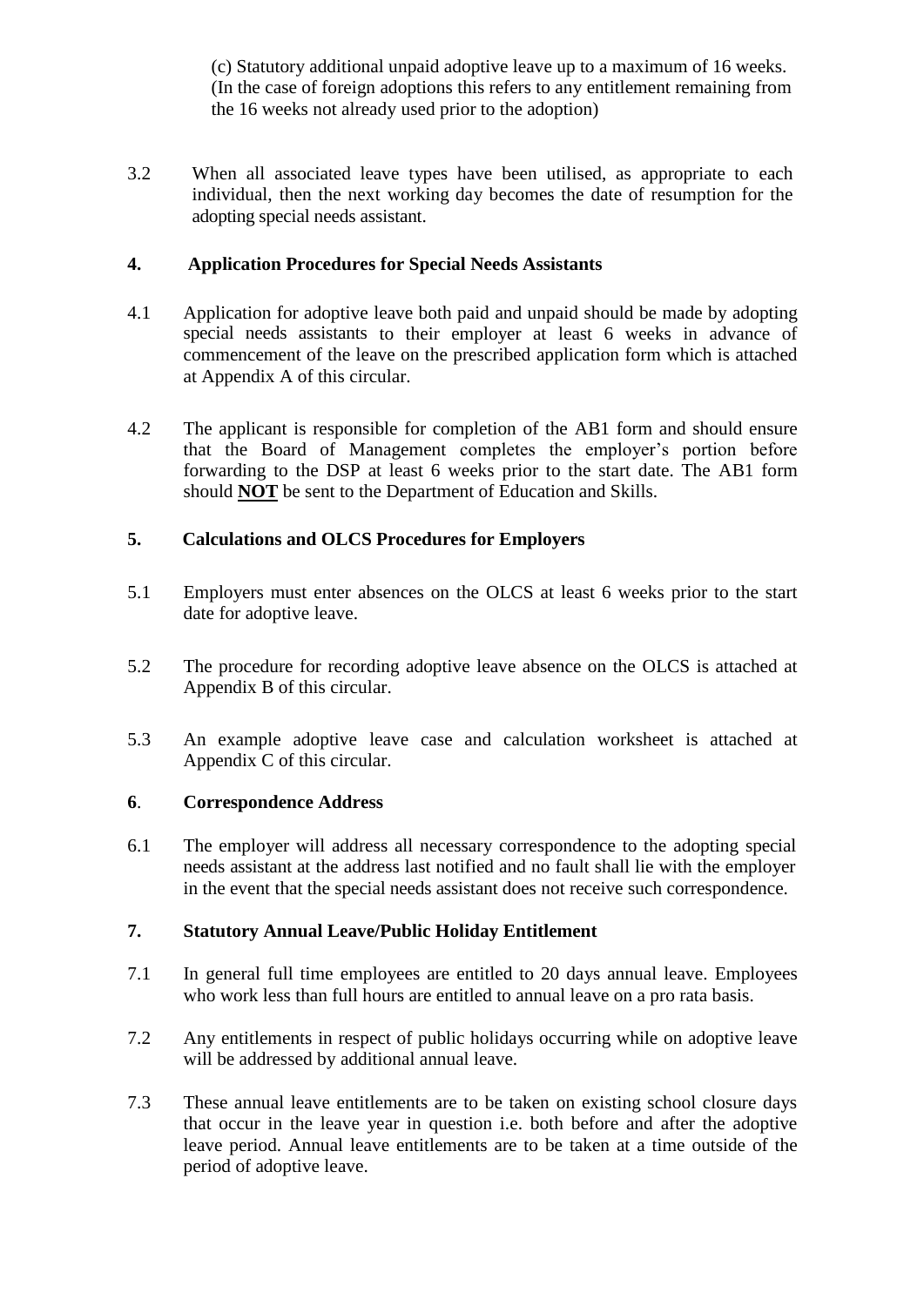(c) Statutory additional unpaid adoptive leave up to a maximum of 16 weeks. (In the case of foreign adoptions this refers to any entitlement remaining from the 16 weeks not already used prior to the adoption)

3.2 When all associated leave types have been utilised, as appropriate to each individual, then the next working day becomes the date of resumption for the adopting special needs assistant.

## 4. Application Procedures for Special Needs Assistants

4.1 Application for adoptive leave both paid and unpaid should be made by adopting special needs assistants to their employer at least 6 weeks in advance of commencement of the leave on the prescribed application form which is attached at Appendix A of this circular.

4.2 The applicant is responsible for completion of the AB1 form and should ensure that the Board of Management completes the employer's portion before forwarding to the DSP at least 6 weeks prior to the start date. The AB1 form should **NOT** be sent to the Department of Education and Skills.

## 5. Calculations and OLCS Procedures for Employers

5.1 Employers must enter absences on the OLCS at least 6 weeks prior to the start date for adoptive leave.

5.2 The procedure for recording adoptive leave absence on the OLCS is attached at Appendix B of this circular.

5.3 An example adoptive leave case and calculation worksheet is attached at Appendix C of this circular.

## 6. Correspondence Address

6.1 The employer will address all necessary correspondence to the adopting special needs assistant at the address last notified and no fault shall lie with the employer in the event that the special needs assistant does not receive such correspondence.

## 7. Statutory Annual Leave/Public Holiday Entitlement

7.1 In general full time employees are entitled to 20 days annual leave. Employees who work less than full hours are entitled to annual leave on a pro rata basis.

7.2 Any entitlements in respect of public holidays occurring while on adoptive leave will be addressed by additional annual leave.

7.3 These annual leave entitlements are to be taken on existing school closure days that occur in the leave year in question i.e. both before and after the adoptive leave period. Annual leave entitlements are to be taken at a time outside of the period of adoptive leave.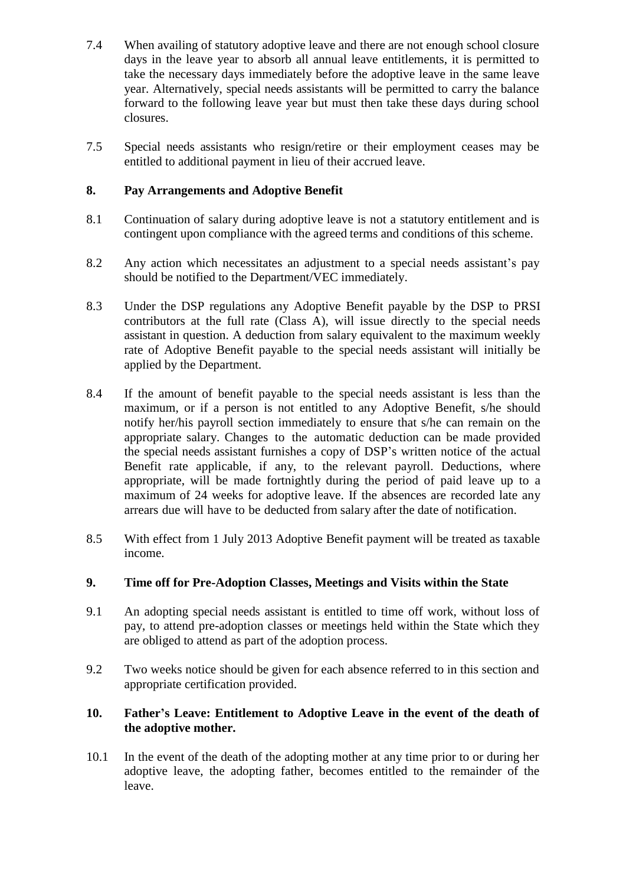7.4 When availing of statutory adoptive leave and there are not enough school closure days in the leave year to absorb all annual leave entitlements, it is permitted to take the necessary days immediately before the adoptive leave in the same leave year. Alternatively, special needs assistants will be permitted to carry the balance forward to the following leave year but must then take these days during school closures.

7.5 Special needs assistants who resign/retire or their employment ceases may be entitled to additional payment in lieu of their accrued leave.

## 8. Pay Arrangements and Adoptive Benefit

8.1 Continuation of salary during adoptive leave is not a statutory entitlement and is contingent upon compliance with the agreed terms and conditions of this scheme.

8.2 Any action which necessitates an adjustment to a special needs assistant's pay should be notified to the Department/VEC immediately.

8.3 Under the DSP regulations any Adoptive Benefit payable by the DSP to PRSI contributors at the full rate (Class A), will issue directly to the special needs assistant in question. A deduction from salary equivalent to the maximum weekly rate of Adoptive Benefit payable to the special needs assistant will initially be applied by the Department.

8.4 If the amount of benefit payable to the special needs assistant is less than the maximum, or if a person is not entitled to any Adoptive Benefit, s/he should notify her/his payroll section immediately to ensure that s/he can remain on the appropriate salary. Changes to the automatic deduction can be made provided the special needs assistant furnishes a copy of DSP's written notice of the actual Benefit rate applicable, if any, to the relevant payroll. Deductions, where appropriate, will be made fortnightly during the period of paid leave up to a maximum of 24 weeks for adoptive leave. If the absences are recorded late any arrears due will have to be deducted from salary after the date of notification.

8.5 With effect from 1 July 2013 Adoptive Benefit payment will be treated as taxable income.

## 9. Time off for Pre-Adoption Classes, Meetings and Visits within the State

9.1 An adopting special needs assistant is entitled to time off work, without loss of pay, to attend pre-adoption classes or meetings held within the State which they are obliged to attend as part of the adoption process.

9.2 Two weeks notice should be given for each absence referred to in this section and appropriate certification provided.

## 10. Father's Leave: Entitlement to Adoptive Leave in the event of the death of the adoptive mother.

10.1 In the event of the death of the adopting mother at any time prior to or during her adoptive leave, the adopting father, becomes entitled to the remainder of the leave.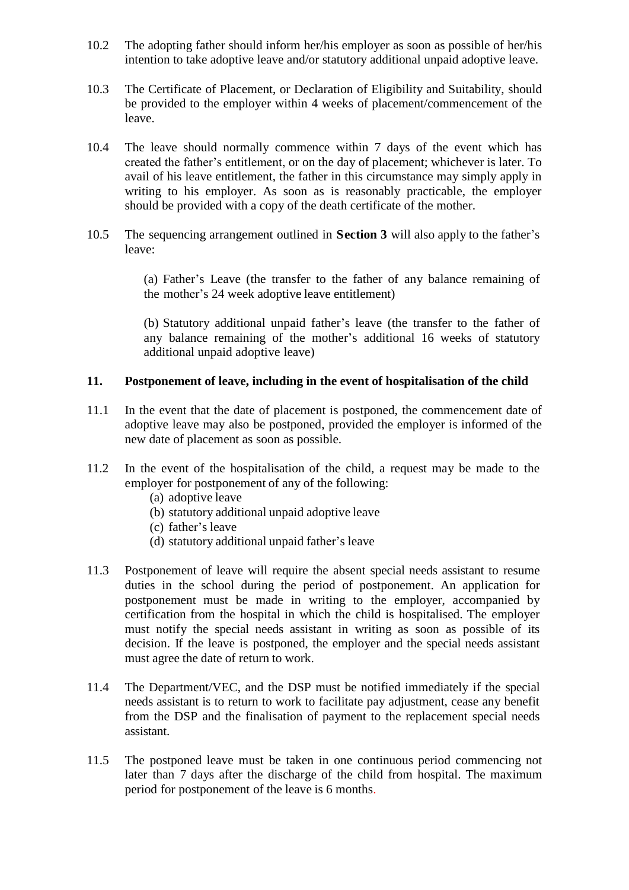10.2 The adopting father should inform her/his employer as soon as possible of her/his intention to take adoptive leave and/or statutory additional unpaid adoptive leave.

10.3 The Certificate of Placement, or Declaration of Eligibility and Suitability, should be provided to the employer within 4 weeks of placement/commencement of the leave.

10.4 The leave should normally commence within 7 days of the event which has created the father's entitlement, or on the day of placement; whichever is later. To avail of his leave entitlement, the father in this circumstance may simply apply in writing to his employer. As soon as is reasonably practicable, the employer should be provided with a copy of the death certificate of the mother.

10.5 The sequencing arrangement outlined in **Section 3** will also apply to the father's leave:

(a) Father's Leave (the transfer to the father of any balance remaining of the mother's 24 week adoptive leave entitlement)

(b) Statutory additional unpaid father's leave (the transfer to the father of any balance remaining of the mother's additional 16 weeks of statutory additional unpaid adoptive leave)

## 11. Postponement of leave, including in the event of hospitalisation of the child

11.1 In the event that the date of placement is postponed, the commencement date of adoptive leave may also be postponed, provided the employer is informed of the new date of placement as soon as possible.

11.2 In the event of the hospitalisation of the child, a request may be made to the employer for postponement of any of the following:

(a) adoptive leave
(b) statutory additional unpaid adoptive leave
(c) father's leave
(d) statutory additional unpaid father's leave

11.3 Postponement of leave will require the absent special needs assistant to resume duties in the school during the period of postponement. An application for postponement must be made in writing to the employer, accompanied by certification from the hospital in which the child is hospitalised. The employer must notify the special needs assistant in writing as soon as possible of its decision. If the leave is postponed, the employer and the special needs assistant must agree the date of return to work.

11.4 The Department/VEC, and the DSP must be notified immediately if the special needs assistant is to return to work to facilitate pay adjustment, cease any benefit from the DSP and the finalisation of payment to the replacement special needs assistant.

11.5 The postponed leave must be taken in one continuous period commencing not later than 7 days after the discharge of the child from hospital. The maximum period for postponement of the leave is 6 months.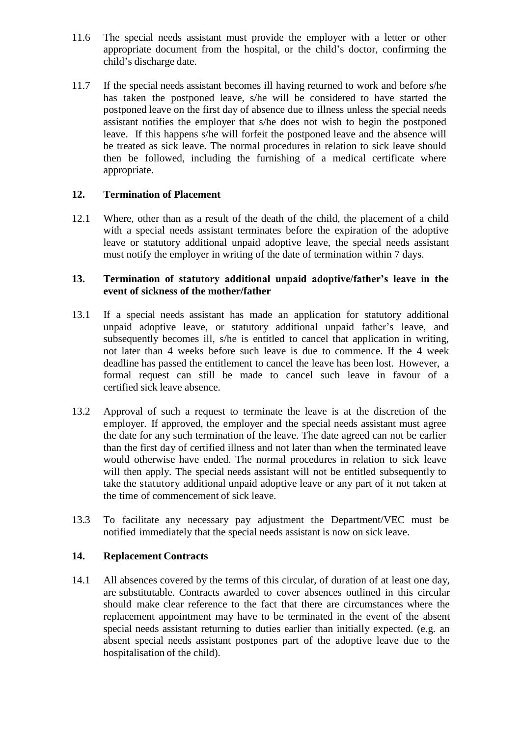11.6 The special needs assistant must provide the employer with a letter or other appropriate document from the hospital, or the child's doctor, confirming the child's discharge date.

11.7 If the special needs assistant becomes ill having returned to work and before s/he has taken the postponed leave, s/he will be considered to have started the postponed leave on the first day of absence due to illness unless the special needs assistant notifies the employer that s/he does not wish to begin the postponed leave. If this happens s/he will forfeit the postponed leave and the absence will be treated as sick leave. The normal procedures in relation to sick leave should then be followed, including the furnishing of a medical certificate where appropriate.

## 12. Termination of Placement

12.1 Where, other than as a result of the death of the child, the placement of a child with a special needs assistant terminates before the expiration of the adoptive leave or statutory additional unpaid adoptive leave, the special needs assistant must notify the employer in writing of the date of termination within 7 days.

## 13. Termination of statutory additional unpaid adoptive/father's leave in the event of sickness of the mother/father

13.1 If a special needs assistant has made an application for statutory additional unpaid adoptive leave, or statutory additional unpaid father's leave, and subsequently becomes ill, s/he is entitled to cancel that application in writing, not later than 4 weeks before such leave is due to commence. If the 4 week deadline has passed the entitlement to cancel the leave has been lost. However, a formal request can still be made to cancel such leave in favour of a certified sick leave absence.

13.2 Approval of such a request to terminate the leave is at the discretion of the employer. If approved, the employer and the special needs assistant must agree the date for any such termination of the leave. The date agreed can not be earlier than the first day of certified illness and not later than when the terminated leave would otherwise have ended. The normal procedures in relation to sick leave will then apply. The special needs assistant will not be entitled subsequently to take the statutory additional unpaid adoptive leave or any part of it not taken at the time of commencement of sick leave.

13.3 To facilitate any necessary pay adjustment the Department/VEC must be notified immediately that the special needs assistant is now on sick leave.

## 14. Replacement Contracts

14.1 All absences covered by the terms of this circular, of duration of at least one day, are substitutable. Contracts awarded to cover absences outlined in this circular should make clear reference to the fact that there are circumstances where the replacement appointment may have to be terminated in the event of the absent special needs assistant returning to duties earlier than initially expected. (e.g. an absent special needs assistant postpones part of the adoptive leave due to the hospitalisation of the child).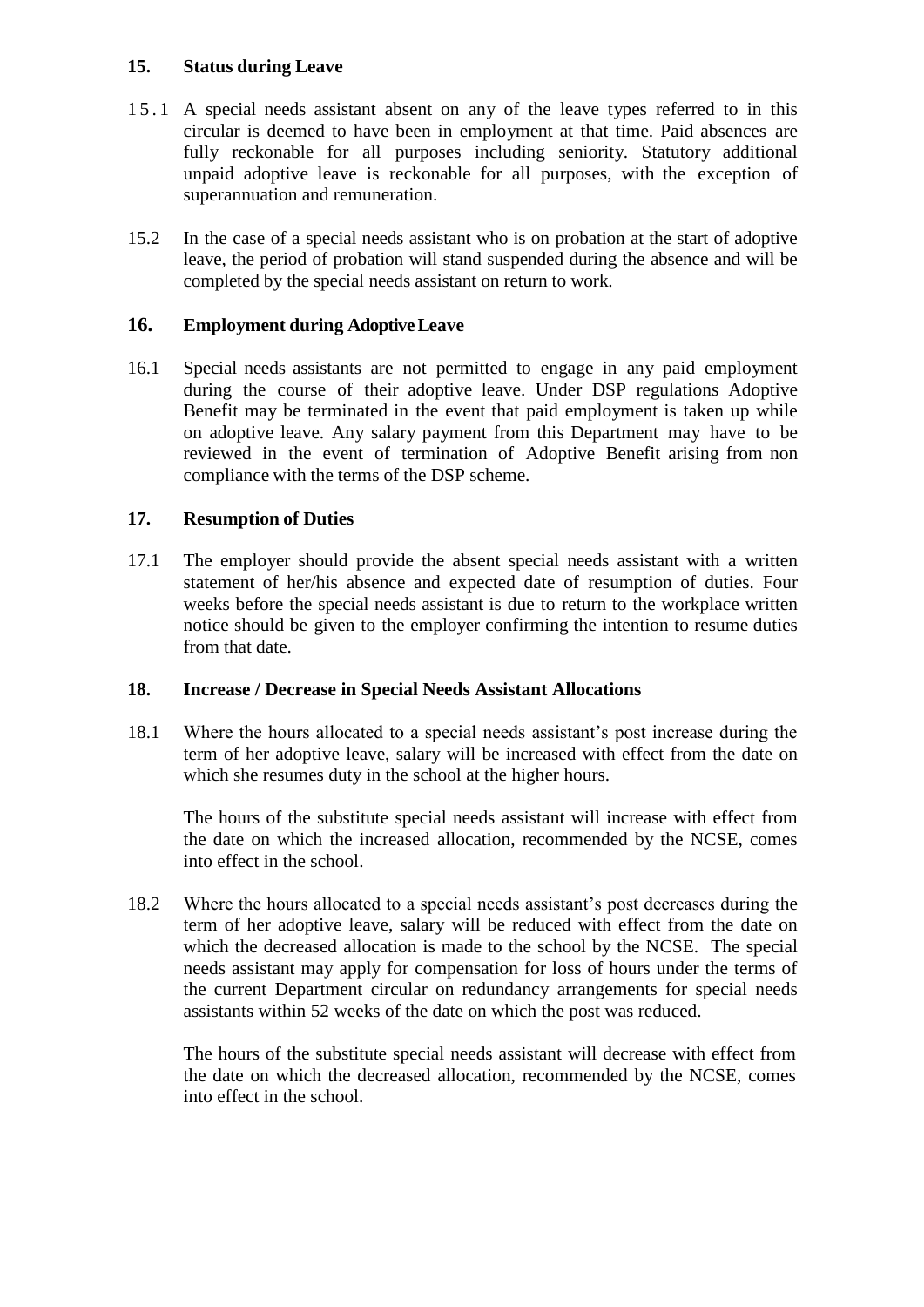## 15. Status during Leave

15.1 A special needs assistant absent on any of the leave types referred to in this circular is deemed to have been in employment at that time. Paid absences are fully reckonable for all purposes including seniority. Statutory additional unpaid adoptive leave is reckonable for all purposes, with the exception of superannuation and remuneration.

15.2 In the case of a special needs assistant who is on probation at the start of adoptive leave, the period of probation will stand suspended during the absence and will be completed by the special needs assistant on return to work.

## 16. Employment during Adoptive Leave

16.1 Special needs assistants are not permitted to engage in any paid employment during the course of their adoptive leave. Under DSP regulations Adoptive Benefit may be terminated in the event that paid employment is taken up while on adoptive leave. Any salary payment from this Department may have to be reviewed in the event of termination of Adoptive Benefit arising from non compliance with the terms of the DSP scheme.

## 17. Resumption of Duties

17.1 The employer should provide the absent special needs assistant with a written statement of her/his absence and expected date of resumption of duties. Four weeks before the special needs assistant is due to return to the workplace written notice should be given to the employer confirming the intention to resume duties from that date.

## 18. Increase / Decrease in Special Needs Assistant Allocations

18.1 Where the hours allocated to a special needs assistant's post increase during the term of her adoptive leave, salary will be increased with effect from the date on which she resumes duty in the school at the higher hours.

The hours of the substitute special needs assistant will increase with effect from the date on which the increased allocation, recommended by the NCSE, comes into effect in the school.

18.2 Where the hours allocated to a special needs assistant's post decreases during the term of her adoptive leave, salary will be reduced with effect from the date on which the decreased allocation is made to the school by the NCSE. The special needs assistant may apply for compensation for loss of hours under the terms of the current Department circular on redundancy arrangements for special needs assistants within 52 weeks of the date on which the post was reduced.

The hours of the substitute special needs assistant will decrease with effect from the date on which the decreased allocation, recommended by the NCSE, comes into effect in the school.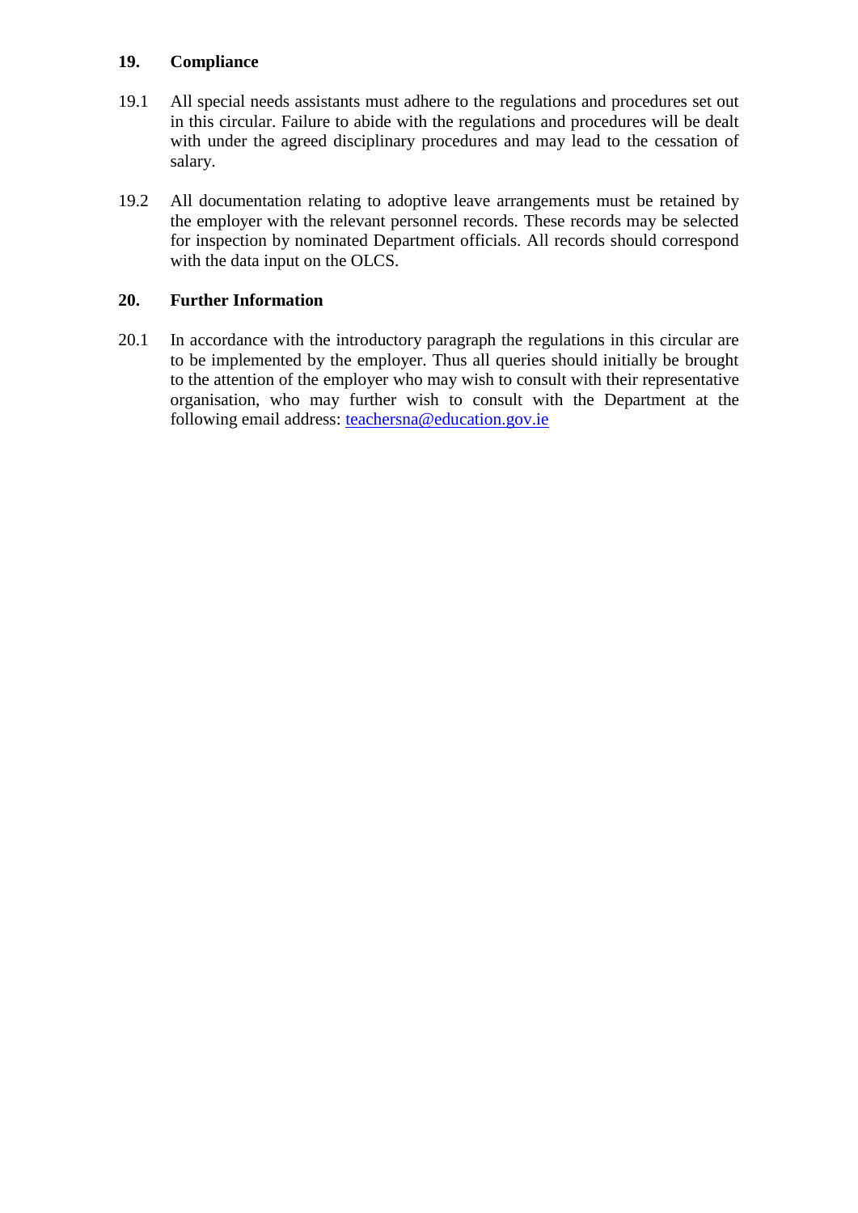## 19. Compliance

19.1 All special needs assistants must adhere to the regulations and procedures set out in this circular. Failure to abide with the regulations and procedures will be dealt with under the agreed disciplinary procedures and may lead to the cessation of salary.

19.2 All documentation relating to adoptive leave arrangements must be retained by the employer with the relevant personnel records. These records may be selected for inspection by nominated Department officials. All records should correspond with the data input on the OLCS.

## 20. Further Information

20.1 In accordance with the introductory paragraph the regulations in this circular are to be implemented by the employer. Thus all queries should initially be brought to the attention of the employer who may wish to consult with their representative organisation, who may further wish to consult with the Department at the following email address: teachersna@education.gov.ie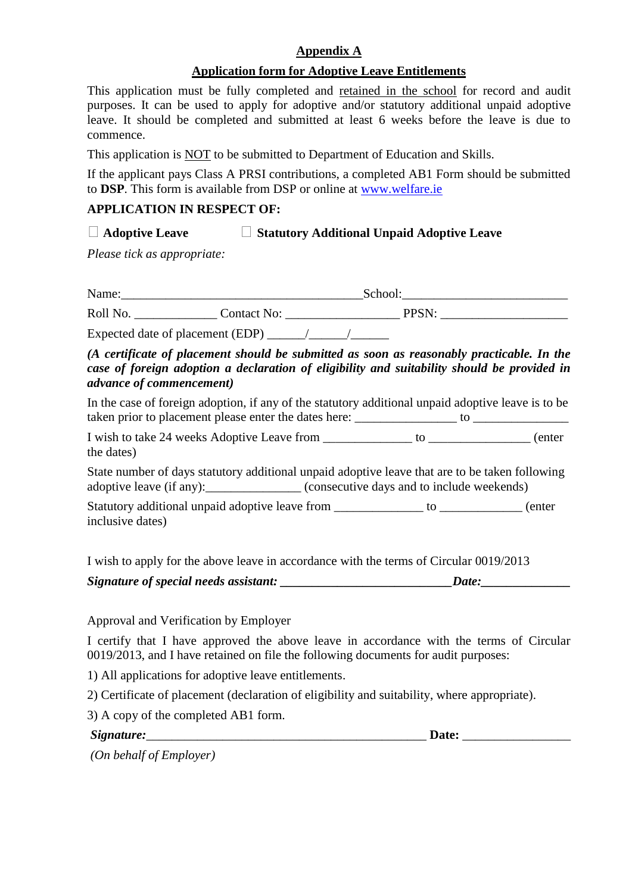**Appendix A**

**Application form for Adoptive Leave Entitlements**

This application must be fully completed and retained in the school for record and audit purposes. It can be used to apply for adoptive and/or statutory additional unpaid adoptive leave. It should be completed and submitted at least 6 weeks before the leave is due to commence.

This application is NOT to be submitted to Department of Education and Skills.

If the applicant pays Class A PRSI contributions, a completed AB1 Form should be submitted to **DSP**. This form is available from DSP or online at www.welfare.ie

**APPLICATION IN RESPECT OF:**

☐ **Adoptive Leave** ☐ **Statutory Additional Unpaid Adoptive Leave**

*Please tick as appropriate:*

Name:______________________________________School:_________________________

Roll No. _____________ Contact No: _________________ PPSN: ___________________

Expected date of placement (EDP) ______/______/______

***(A certificate of placement should be submitted as soon as reasonably practicable. In the case of foreign adoption a declaration of eligibility and suitability should be provided in advance of commencement)***

In the case of foreign adoption, if any of the statutory additional unpaid adoptive leave is to be taken prior to placement please enter the dates here: _______________ to ______________

I wish to take 24 weeks Adoptive Leave from _____________ to _______________ (enter the dates)

State number of days statutory additional unpaid adoptive leave that are to be taken following adoptive leave (if any):______________ (consecutive days and to include weekends)

Statutory additional unpaid adoptive leave from _____________ to ____________ (enter inclusive dates)

I wish to apply for the above leave in accordance with the terms of Circular 0019/2013

***Signature of special needs assistant:* __________________________*Date:*_____________**

Approval and Verification by Employer

I certify that I have approved the above leave in accordance with the terms of Circular 0019/2013, and I have retained on file the following documents for audit purposes:

1) All applications for adoptive leave entitlements.

2) Certificate of placement (declaration of eligibility and suitability, where appropriate).

3) A copy of the completed AB1 form.

***Signature:***___________________________________________ **Date:** ________________

*(On behalf of Employer)*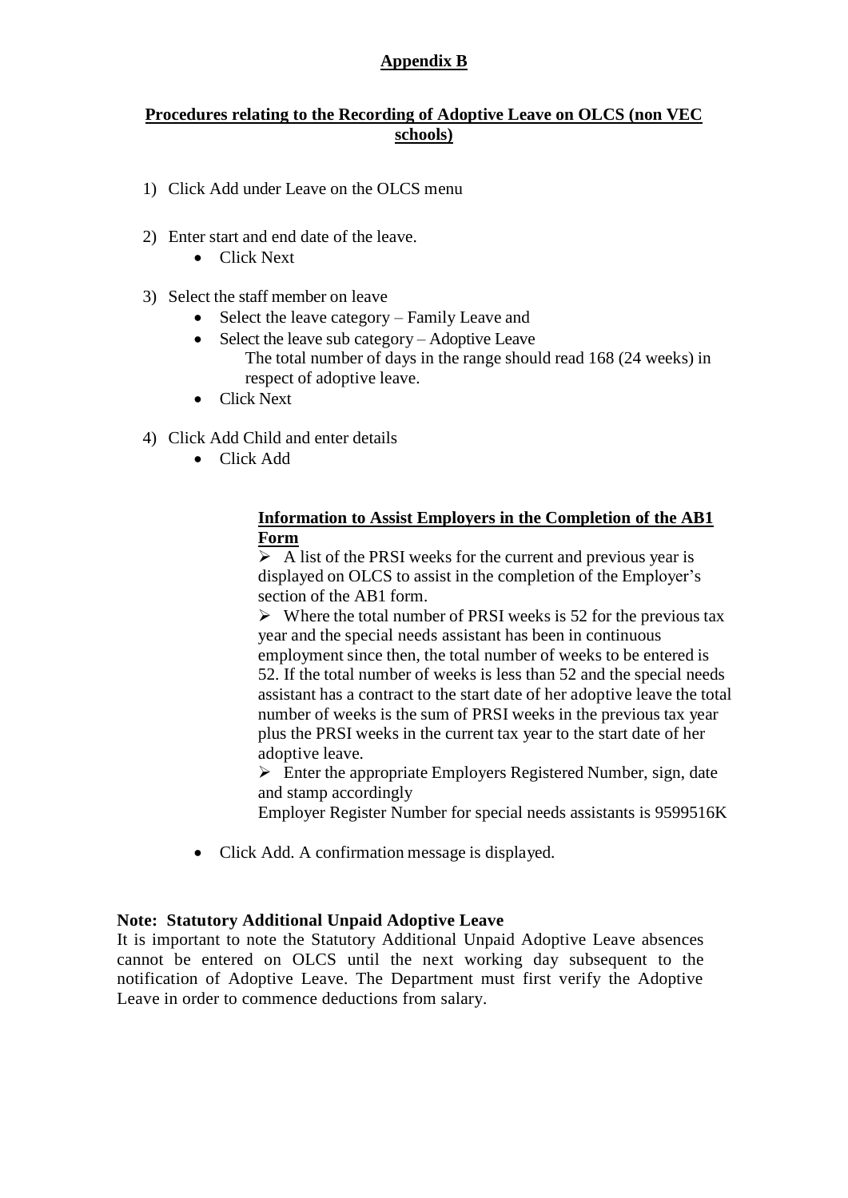# Appendix B

## Procedures relating to the Recording of Adoptive Leave on OLCS (non VEC schools)

1) Click Add under Leave on the OLCS menu

2) Enter start and end date of the leave.
   - Click Next

3) Select the staff member on leave
   - Select the leave category – Family Leave and
   - Select the leave sub category – Adoptive Leave
     The total number of days in the range should read 168 (24 weeks) in respect of adoptive leave.
   - Click Next

4) Click Add Child and enter details
   - Click Add

**Information to Assist Employers in the Completion of the AB1 Form**

- A list of the PRSI weeks for the current and previous year is displayed on OLCS to assist in the completion of the Employer's section of the AB1 form.
- Where the total number of PRSI weeks is 52 for the previous tax year and the special needs assistant has been in continuous employment since then, the total number of weeks to be entered is 52. If the total number of weeks is less than 52 and the special needs assistant has a contract to the start date of her adoptive leave the total number of weeks is the sum of PRSI weeks in the previous tax year plus the PRSI weeks in the current tax year to the start date of her adoptive leave.
- Enter the appropriate Employers Registered Number, sign, date and stamp accordingly
  Employer Register Number for special needs assistants is 9599516K

- Click Add. A confirmation message is displayed.

**Note: Statutory Additional Unpaid Adoptive Leave**
It is important to note the Statutory Additional Unpaid Adoptive Leave absences cannot be entered on OLCS until the next working day subsequent to the notification of Adoptive Leave. The Department must first verify the Adoptive Leave in order to commence deductions from salary.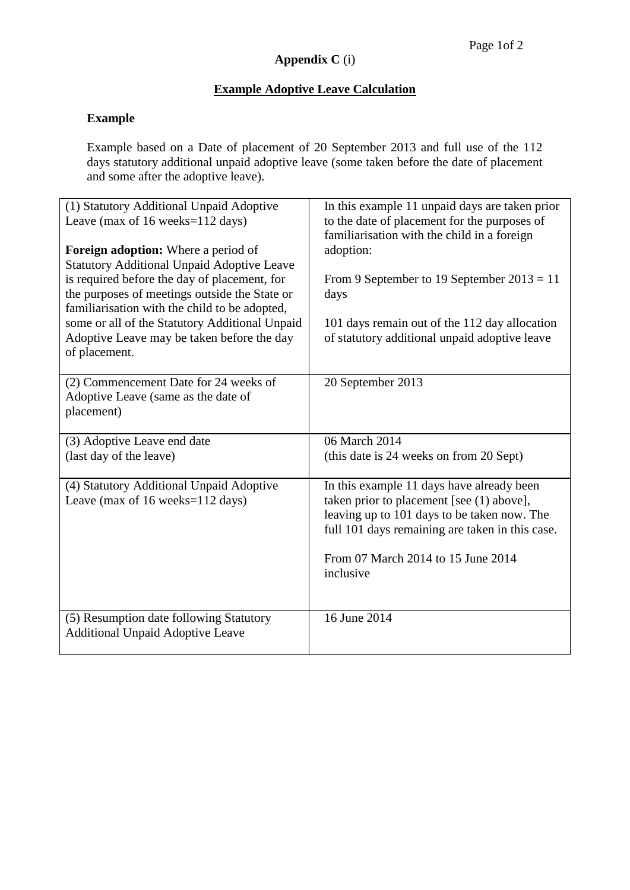**Appendix C** (i)

**Example Adoptive Leave Calculation**

**Example**

Example based on a Date of placement of 20 September 2013 and full use of the 112 days statutory additional unpaid adoptive leave (some taken before the date of placement and some after the adoptive leave).

| | |
|---|---|
| (1) Statutory Additional Unpaid Adoptive Leave (max of 16 weeks=112 days)<br><br>**Foreign adoption:** Where a period of Statutory Additional Unpaid Adoptive Leave is required before the day of placement, for the purposes of meetings outside the State or familiarisation with the child to be adopted, some or all of the Statutory Additional Unpaid Adoptive Leave may be taken before the day of placement. | In this example 11 unpaid days are taken prior to the date of placement for the purposes of familiarisation with the child in a foreign adoption:<br><br>From 9 September to 19 September 2013 = 11 days<br><br>101 days remain out of the 112 day allocation of statutory additional unpaid adoptive leave |
| (2) Commencement Date for 24 weeks of Adoptive Leave (same as the date of placement) | 20 September 2013 |
| (3) Adoptive Leave end date (last day of the leave) | 06 March 2014 (this date is 24 weeks on from 20 Sept) |
| (4) Statutory Additional Unpaid Adoptive Leave (max of 16 weeks=112 days) | In this example 11 days have already been taken prior to placement [see (1) above], leaving up to 101 days to be taken now. The full 101 days remaining are taken in this case.<br><br>From 07 March 2014 to 15 June 2014 inclusive |
| (5) Resumption date following Statutory Additional Unpaid Adoptive Leave | 16 June 2014 |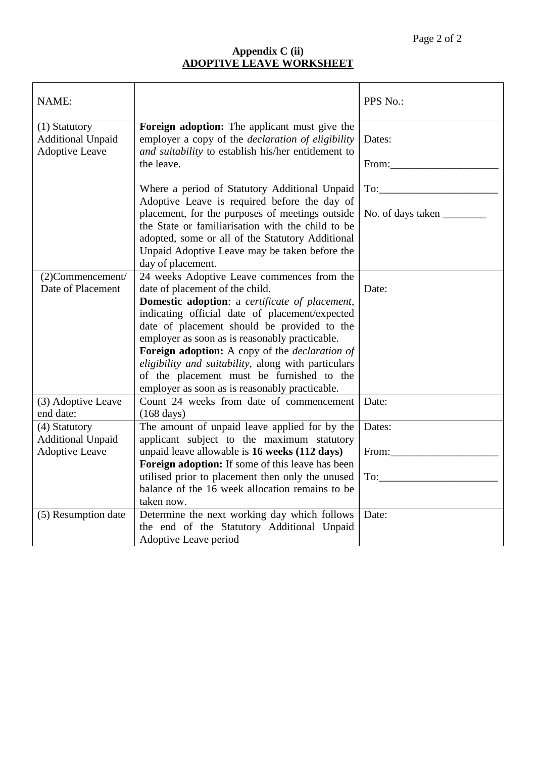## Appendix C (ii)
## ADOPTIVE LEAVE WORKSHEET

| | | |
|---|---|---|
| NAME: | | PPS No.: |
| (1) Statutory Additional Unpaid Adoptive Leave | **Foreign adoption:** The applicant must give the employer a copy of the *declaration of eligibility and suitability* to establish his/her entitlement to the leave.<br><br>Where a period of Statutory Additional Unpaid Adoptive Leave is required before the day of placement, for the purposes of meetings outside the State or familiarisation with the child to be adopted, some or all of the Statutory Additional Unpaid Adoptive Leave may be taken before the day of placement. | Dates:<br><br>From:____________________<br><br>To:______________________<br><br>No. of days taken ________ |
| (2)Commencement/ Date of Placement | 24 weeks Adoptive Leave commences from the date of placement of the child.<br>**Domestic adoption**: a *certificate of placement*, indicating official date of placement/expected date of placement should be provided to the employer as soon as is reasonably practicable.<br>**Foreign adoption:** A copy of the *declaration of eligibility and suitability*, along with particulars of the placement must be furnished to the employer as soon as is reasonably practicable. | Date: |
| (3) Adoptive Leave end date: | Count 24 weeks from date of commencement (168 days) | Date: |
| (4) Statutory Additional Unpaid Adoptive Leave | The amount of unpaid leave applied for by the applicant subject to the maximum statutory unpaid leave allowable is **16 weeks (112 days)**<br>**Foreign adoption:** If some of this leave has been utilised prior to placement then only the unused balance of the 16 week allocation remains to be taken now. | Dates:<br><br>From:____________________<br><br>To:______________________ |
| (5) Resumption date | Determine the next working day which follows the end of the Statutory Additional Unpaid Adoptive Leave period | Date: |